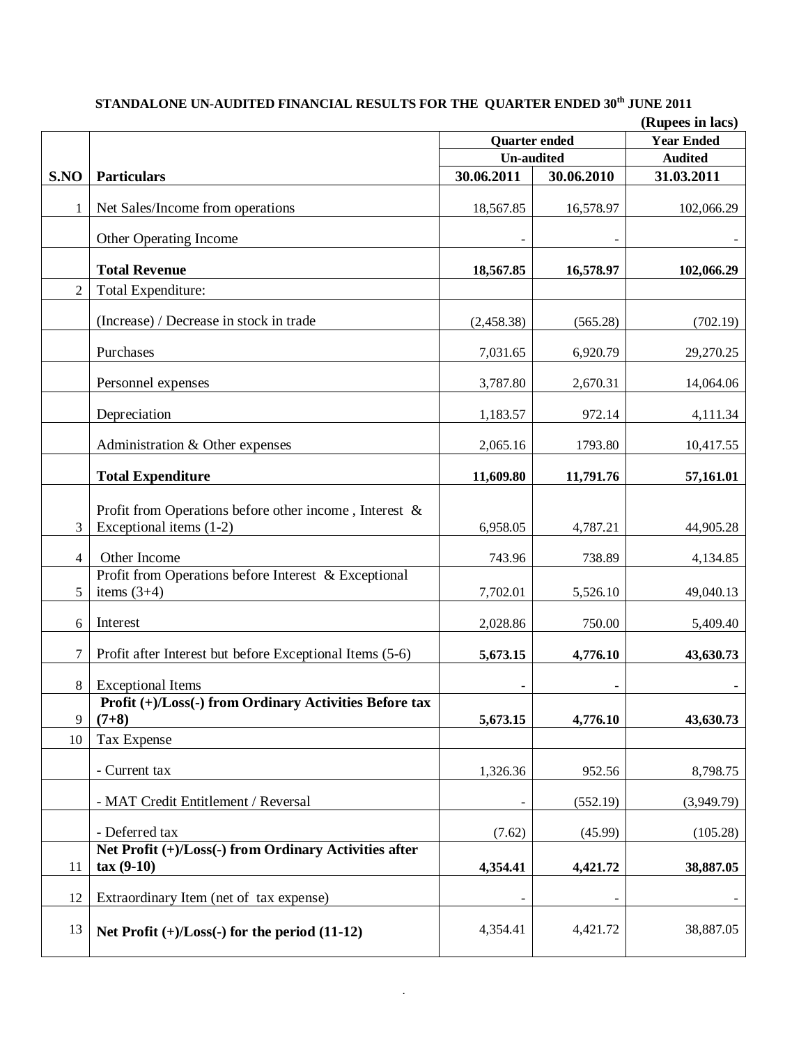**STANDALONE UN-AUDITED FINANCIAL RESULTS FOR THE QUARTER ENDED 30th JUNE 2011**

**(Rupees in lacs)**

| S.NO | Particulars | Quarter ended | | Year Ended |
|---|---|---|---|---|
| | | Un-audited | | Audited |
| | | 30.06.2011 | 30.06.2010 | 31.03.2011 |
| 1 | Net Sales/Income from operations | 18,567.85 | 16,578.97 | 102,066.29 |
| | Other Operating Income | - | - | - |
| | **Total Revenue** | **18,567.85** | **16,578.97** | **102,066.29** |
| 2 | Total Expenditure: | | | |
| | (Increase) / Decrease in stock in trade | (2,458.38) | (565.28) | (702.19) |
| | Purchases | 7,031.65 | 6,920.79 | 29,270.25 |
| | Personnel expenses | 3,787.80 | 2,670.31 | 14,064.06 |
| | Depreciation | 1,183.57 | 972.14 | 4,111.34 |
| | Administration & Other expenses | 2,065.16 | 1793.80 | 10,417.55 |
| | **Total Expenditure** | **11,609.80** | **11,791.76** | **57,161.01** |
| 3 | Profit from Operations before other income , Interest & Exceptional items (1-2) | 6,958.05 | 4,787.21 | 44,905.28 |
| 4 | Other Income | 743.96 | 738.89 | 4,134.85 |
| 5 | Profit from Operations before Interest & Exceptional items (3+4) | 7,702.01 | 5,526.10 | 49,040.13 |
| 6 | Interest | 2,028.86 | 750.00 | 5,409.40 |
| 7 | Profit after Interest but before Exceptional Items (5-6) | **5,673.15** | **4,776.10** | **43,630.73** |
| 8 | Exceptional Items | - | - | - |
| 9 | **Profit (+)/Loss(-) from Ordinary Activities Before tax (7+8)** | **5,673.15** | **4,776.10** | **43,630.73** |
| 10 | Tax Expense | | | |
| | - Current tax | 1,326.36 | 952.56 | 8,798.75 |
| | - MAT Credit Entitlement / Reversal | - | (552.19) | (3,949.79) |
| | - Deferred tax | (7.62) | (45.99) | (105.28) |
| 11 | **Net Profit (+)/Loss(-) from Ordinary Activities after tax (9-10)** | **4,354.41** | **4,421.72** | **38,887.05** |
| 12 | Extraordinary Item (net of tax expense) | - | - | - |
| 13 | **Net Profit (+)/Loss(-) for the period (11-12)** | 4,354.41 | 4,421.72 | 38,887.05 |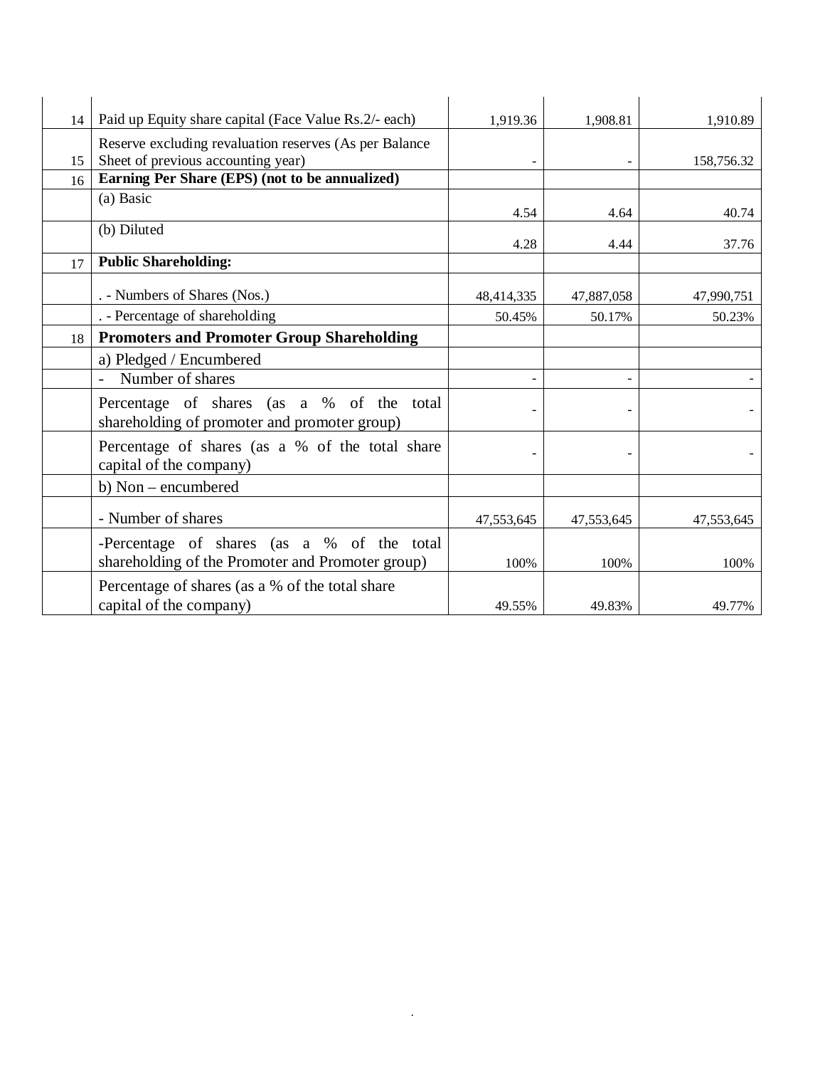| | | | | |
|---|---|---|---|---|
| 14 | Paid up Equity share capital (Face Value Rs.2/- each) | 1,919.36 | 1,908.81 | 1,910.89 |
| 15 | Reserve excluding revaluation reserves (As per Balance Sheet of previous accounting year) | - | - | 158,756.32 |
| 16 | **Earning Per Share (EPS) (not to be annualized)** | | | |
| | (a) Basic | 4.54 | 4.64 | 40.74 |
| | (b) Diluted | 4.28 | 4.44 | 37.76 |
| 17 | **Public Shareholding:** | | | |
| | . - Numbers of Shares (Nos.) | 48,414,335 | 47,887,058 | 47,990,751 |
| | . - Percentage of shareholding | 50.45% | 50.17% | 50.23% |
| 18 | **Promoters and Promoter Group Shareholding** | | | |
| | a) Pledged / Encumbered | | | |
| | - Number of shares | - | - | - |
| | Percentage of shares (as a % of the total shareholding of promoter and promoter group) | - | - | - |
| | Percentage of shares (as a % of the total share capital of the company) | - | - | - |
| | b) Non – encumbered | | | |
| | - Number of shares | 47,553,645 | 47,553,645 | 47,553,645 |
| | -Percentage of shares (as a % of the total shareholding of the Promoter and Promoter group) | 100% | 100% | 100% |
| | Percentage of shares (as a % of the total share capital of the company) | 49.55% | 49.83% | 49.77% |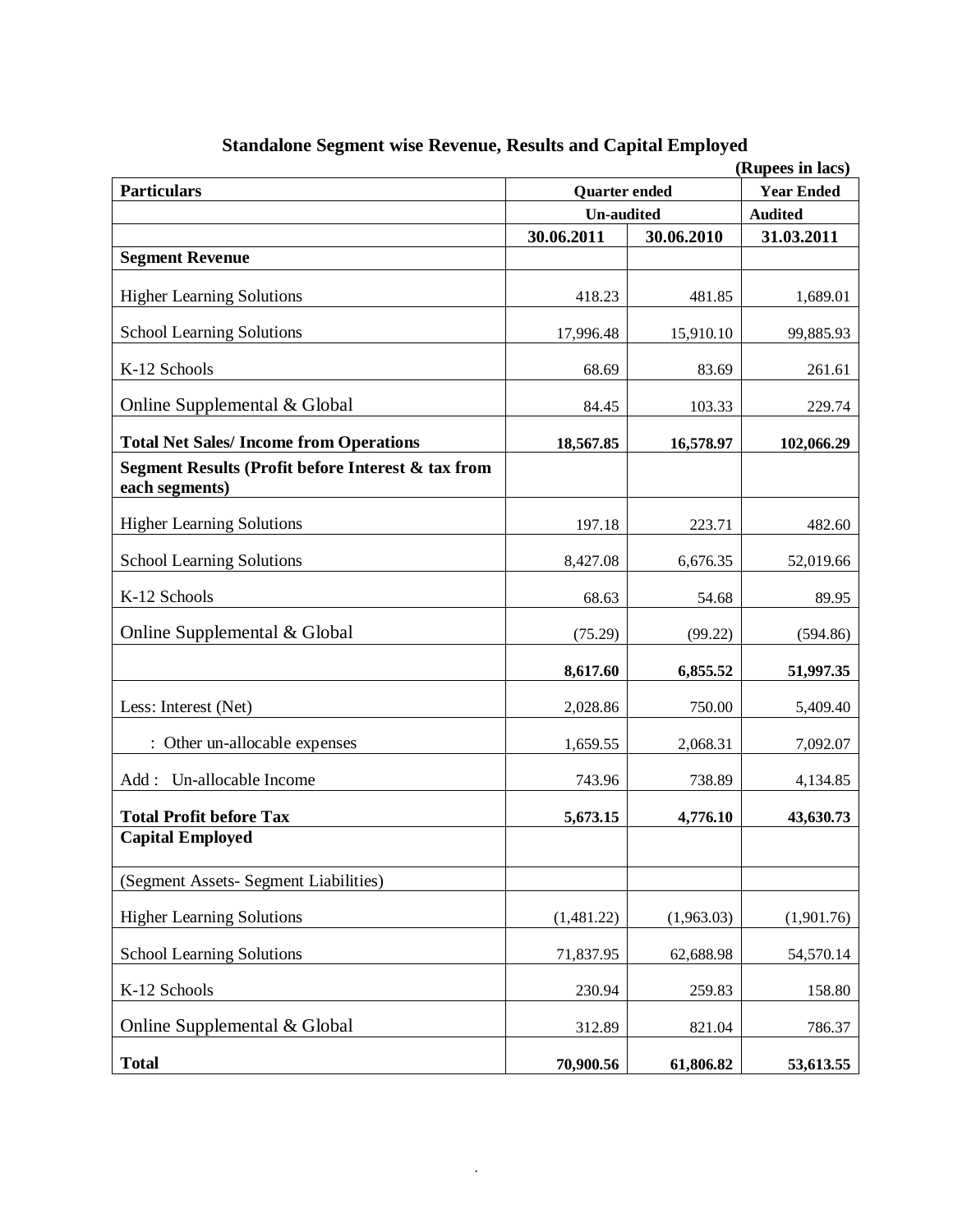## Standalone Segment wise Revenue, Results and Capital Employed

(Rupees in lacs)

| Particulars | Quarter ended | | Year Ended |
|---|---|---|---|
| | Un-audited | | Audited |
| | 30.06.2011 | 30.06.2010 | 31.03.2011 |
| **Segment Revenue** | | | |
| Higher Learning Solutions | 418.23 | 481.85 | 1,689.01 |
| School Learning Solutions | 17,996.48 | 15,910.10 | 99,885.93 |
| K-12 Schools | 68.69 | 83.69 | 261.61 |
| Online Supplemental & Global | 84.45 | 103.33 | 229.74 |
| **Total Net Sales/ Income from Operations** | **18,567.85** | **16,578.97** | **102,066.29** |
| **Segment Results (Profit before Interest & tax from each segments)** | | | |
| Higher Learning Solutions | 197.18 | 223.71 | 482.60 |
| School Learning Solutions | 8,427.08 | 6,676.35 | 52,019.66 |
| K-12 Schools | 68.63 | 54.68 | 89.95 |
| Online Supplemental & Global | (75.29) | (99.22) | (594.86) |
| | **8,617.60** | **6,855.52** | **51,997.35** |
| Less: Interest (Net) | 2,028.86 | 750.00 | 5,409.40 |
| : Other un-allocable expenses | 1,659.55 | 2,068.31 | 7,092.07 |
| Add : Un-allocable Income | 743.96 | 738.89 | 4,134.85 |
| **Total Profit before Tax** | **5,673.15** | **4,776.10** | **43,630.73** |
| **Capital Employed** | | | |
| (Segment Assets- Segment Liabilities) | | | |
| Higher Learning Solutions | (1,481.22) | (1,963.03) | (1,901.76) |
| School Learning Solutions | 71,837.95 | 62,688.98 | 54,570.14 |
| K-12 Schools | 230.94 | 259.83 | 158.80 |
| Online Supplemental & Global | 312.89 | 821.04 | 786.37 |
| **Total** | **70,900.56** | **61,806.82** | **53,613.55** |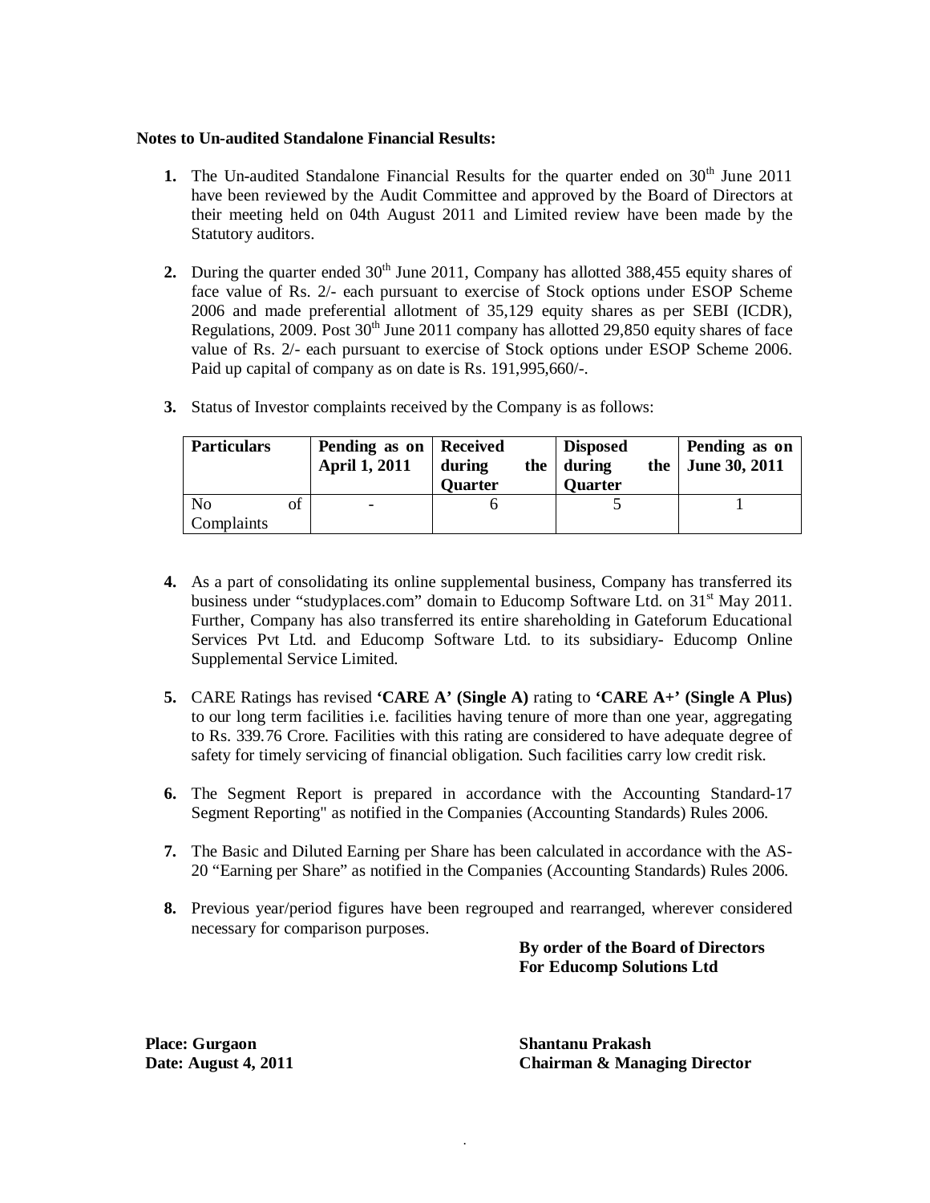**Notes to Un-audited Standalone Financial Results:**

1. The Un-audited Standalone Financial Results for the quarter ended on 30th June 2011 have been reviewed by the Audit Committee and approved by the Board of Directors at their meeting held on 04th August 2011 and Limited review have been made by the Statutory auditors.

2. During the quarter ended 30th June 2011, Company has allotted 388,455 equity shares of face value of Rs. 2/- each pursuant to exercise of Stock options under ESOP Scheme 2006 and made preferential allotment of 35,129 equity shares as per SEBI (ICDR), Regulations, 2009. Post 30th June 2011 company has allotted 29,850 equity shares of face value of Rs. 2/- each pursuant to exercise of Stock options under ESOP Scheme 2006. Paid up capital of company as on date is Rs. 191,995,660/-.

3. Status of Investor complaints received by the Company is as follows:

| **Particulars** | **Pending as on April 1, 2011** | **Received during the Quarter** | **Disposed during the Quarter** | **Pending as on June 30, 2011** |
|---|---|---|---|---|
| No of Complaints | - | 6 | 5 | 1 |

4. As a part of consolidating its online supplemental business, Company has transferred its business under "studyplaces.com" domain to Educomp Software Ltd. on 31st May 2011. Further, Company has also transferred its entire shareholding in Gateforum Educational Services Pvt Ltd. and Educomp Software Ltd. to its subsidiary- Educomp Online Supplemental Service Limited.

5. CARE Ratings has revised **'CARE A' (Single A)** rating to **'CARE A+' (Single A Plus)** to our long term facilities i.e. facilities having tenure of more than one year, aggregating to Rs. 339.76 Crore. Facilities with this rating are considered to have adequate degree of safety for timely servicing of financial obligation. Such facilities carry low credit risk.

6. The Segment Report is prepared in accordance with the Accounting Standard-17 Segment Reporting" as notified in the Companies (Accounting Standards) Rules 2006.

7. The Basic and Diluted Earning per Share has been calculated in accordance with the AS-20 "Earning per Share" as notified in the Companies (Accounting Standards) Rules 2006.

8. Previous year/period figures have been regrouped and rearranged, wherever considered necessary for comparison purposes.

**By order of the Board of Directors**
**For Educomp Solutions Ltd**

**Place: Gurgaon**
**Date: August 4, 2011**

**Shantanu Prakash**
**Chairman & Managing Director**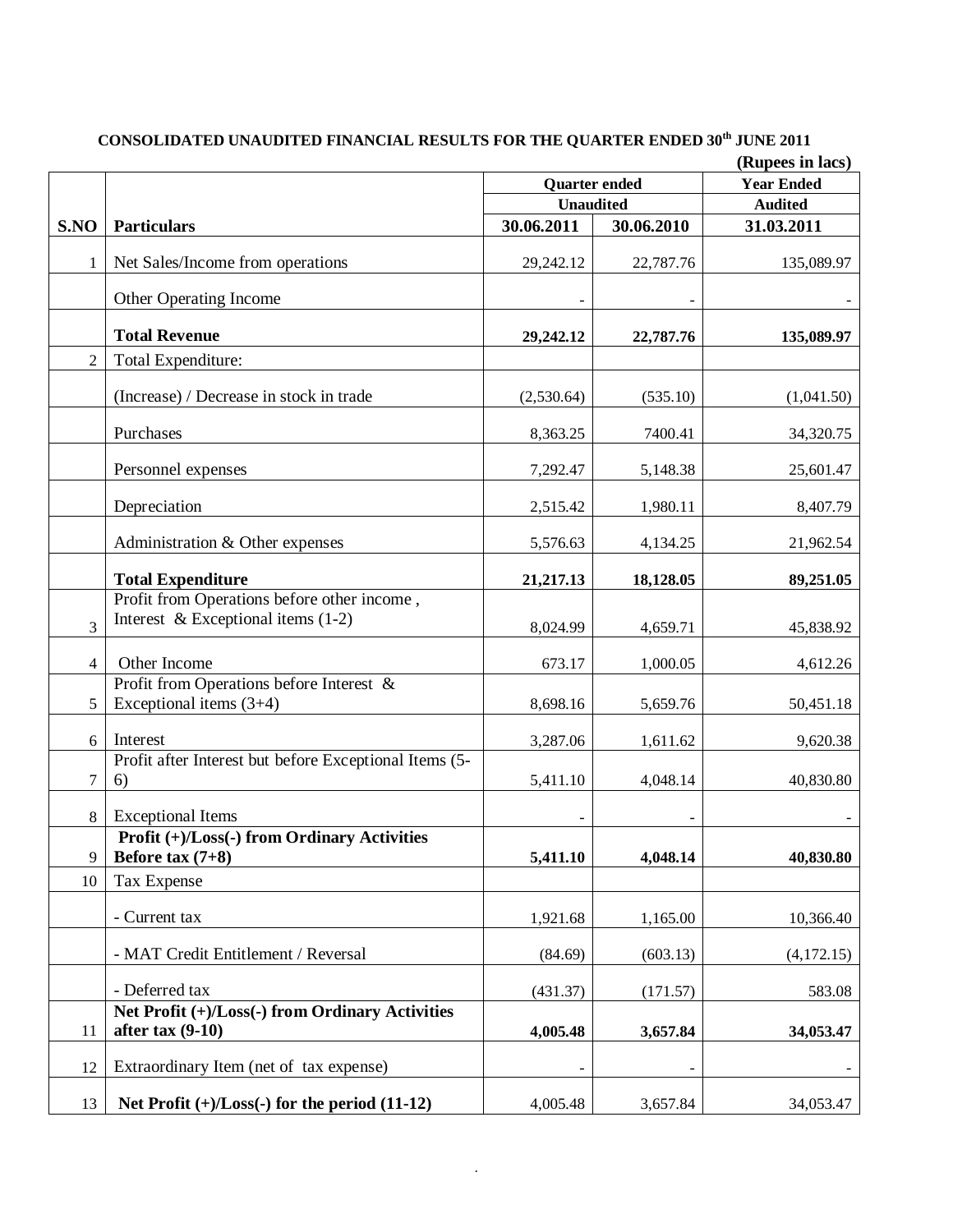**CONSOLIDATED UNAUDITED FINANCIAL RESULTS FOR THE QUARTER ENDED 30th JUNE 2011**

**(Rupees in lacs)**

| S.NO | Particulars | Quarter ended | | Year Ended |
|---|---|---|---|---|
| | | Unaudited | | Audited |
| | | 30.06.2011 | 30.06.2010 | 31.03.2011 |
| 1 | Net Sales/Income from operations | 29,242.12 | 22,787.76 | 135,089.97 |
| | Other Operating Income | - | - | - |
| | **Total Revenue** | **29,242.12** | **22,787.76** | **135,089.97** |
| 2 | Total Expenditure: | | | |
| | (Increase) / Decrease in stock in trade | (2,530.64) | (535.10) | (1,041.50) |
| | Purchases | 8,363.25 | 7400.41 | 34,320.75 |
| | Personnel expenses | 7,292.47 | 5,148.38 | 25,601.47 |
| | Depreciation | 2,515.42 | 1,980.11 | 8,407.79 |
| | Administration & Other expenses | 5,576.63 | 4,134.25 | 21,962.54 |
| | **Total Expenditure** | **21,217.13** | **18,128.05** | **89,251.05** |
| 3 | Profit from Operations before other income , Interest & Exceptional items (1-2) | 8,024.99 | 4,659.71 | 45,838.92 |
| 4 | Other Income | 673.17 | 1,000.05 | 4,612.26 |
| 5 | Profit from Operations before Interest & Exceptional items (3+4) | 8,698.16 | 5,659.76 | 50,451.18 |
| 6 | Interest | 3,287.06 | 1,611.62 | 9,620.38 |
| 7 | Profit after Interest but before Exceptional Items (5-6) | 5,411.10 | 4,048.14 | 40,830.80 |
| 8 | Exceptional Items | - | - | - |
| 9 | **Profit (+)/Loss(-) from Ordinary Activities Before tax (7+8)** | **5,411.10** | **4,048.14** | **40,830.80** |
| 10 | Tax Expense | | | |
| | - Current tax | 1,921.68 | 1,165.00 | 10,366.40 |
| | - MAT Credit Entitlement / Reversal | (84.69) | (603.13) | (4,172.15) |
| | - Deferred tax | (431.37) | (171.57) | 583.08 |
| 11 | **Net Profit (+)/Loss(-) from Ordinary Activities after tax (9-10)** | **4,005.48** | **3,657.84** | **34,053.47** |
| 12 | Extraordinary Item (net of tax expense) | - | - | - |
| 13 | **Net Profit (+)/Loss(-) for the period (11-12)** | 4,005.48 | 3,657.84 | 34,053.47 |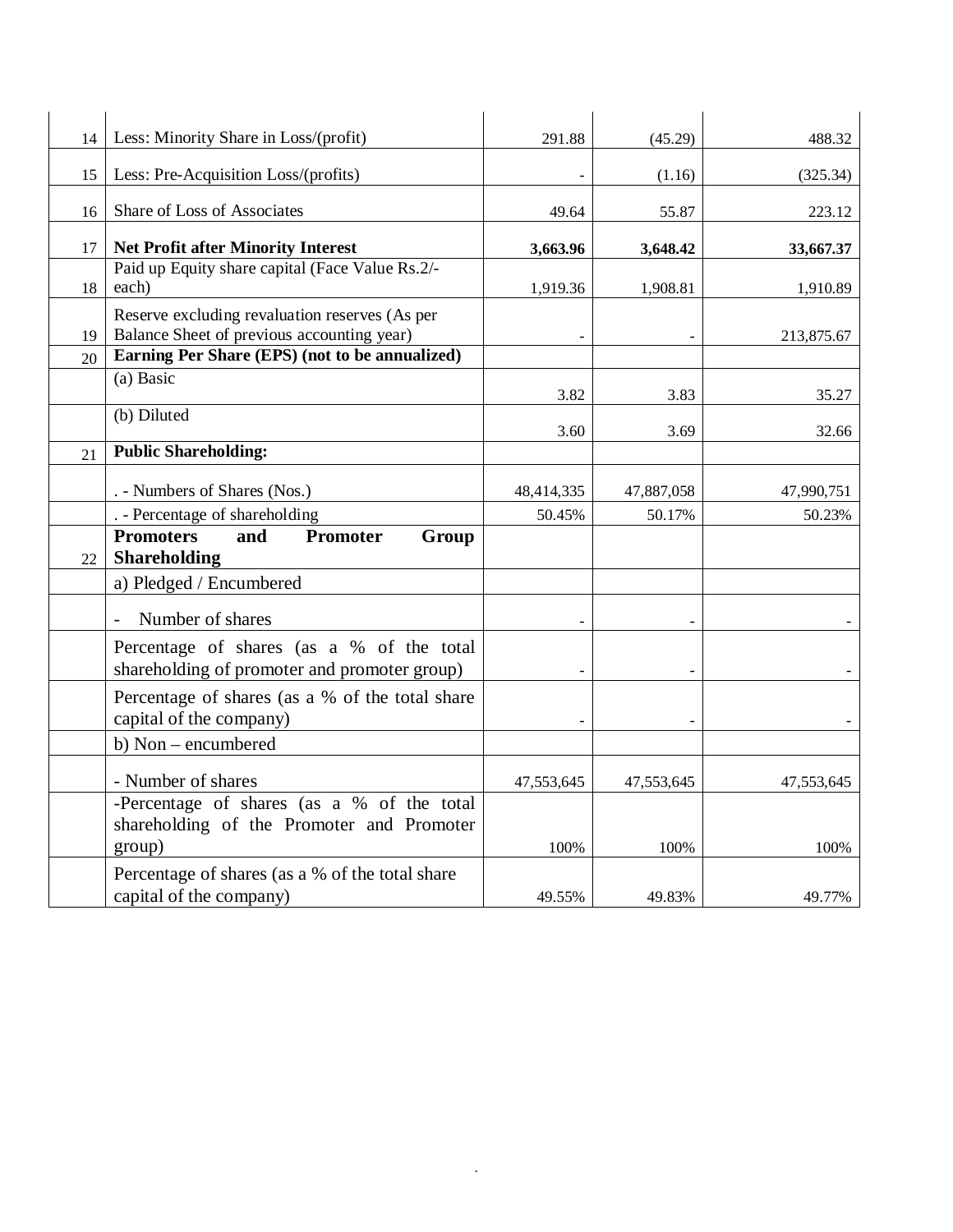| | | | | |
|---|---|---|---|---|
| 14 | Less: Minority Share in Loss/(profit) | 291.88 | (45.29) | 488.32 |
| 15 | Less: Pre-Acquisition Loss/(profits) | - | (1.16) | (325.34) |
| 16 | Share of Loss of Associates | 49.64 | 55.87 | 223.12 |
| 17 | **Net Profit after Minority Interest** | **3,663.96** | **3,648.42** | **33,667.37** |
| 18 | Paid up Equity share capital (Face Value Rs.2/- each) | 1,919.36 | 1,908.81 | 1,910.89 |
| 19 | Reserve excluding revaluation reserves (As per Balance Sheet of previous accounting year) | - | - | 213,875.67 |
| 20 | **Earning Per Share (EPS) (not to be annualized)** | | | |
| | (a) Basic | 3.82 | 3.83 | 35.27 |
| | (b) Diluted | 3.60 | 3.69 | 32.66 |
| 21 | **Public Shareholding:** | | | |
| | . - Numbers of Shares (Nos.) | 48,414,335 | 47,887,058 | 47,990,751 |
| | . - Percentage of shareholding | 50.45% | 50.17% | 50.23% |
| 22 | **Promoters and Promoter Group Shareholding** | | | |
| | a) Pledged / Encumbered | | | |
| | - Number of shares | - | - | - |
| | Percentage of shares (as a % of the total shareholding of promoter and promoter group) | - | - | - |
| | Percentage of shares (as a % of the total share capital of the company) | - | - | - |
| | b) Non – encumbered | | | |
| | - Number of shares | 47,553,645 | 47,553,645 | 47,553,645 |
| | -Percentage of shares (as a % of the total shareholding of the Promoter and Promoter group) | 100% | 100% | 100% |
| | Percentage of shares (as a % of the total share capital of the company) | 49.55% | 49.83% | 49.77% |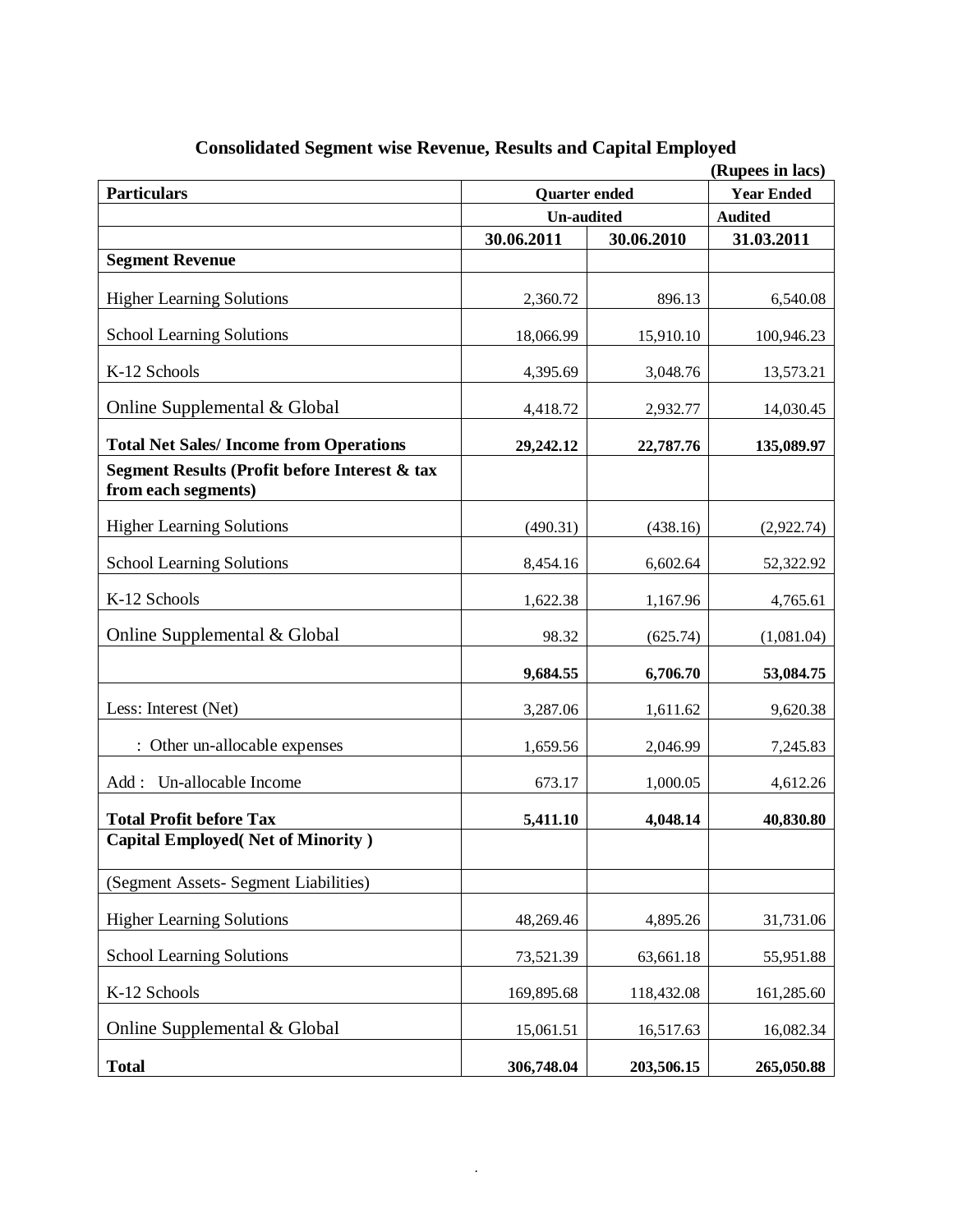## Consolidated Segment wise Revenue, Results and Capital Employed

(Rupees in lacs)

| Particulars | Quarter ended | | Year Ended |
|---|---|---|---|
| | Un-audited | | Audited |
| | 30.06.2011 | 30.06.2010 | 31.03.2011 |
| **Segment Revenue** | | | |
| Higher Learning Solutions | 2,360.72 | 896.13 | 6,540.08 |
| School Learning Solutions | 18,066.99 | 15,910.10 | 100,946.23 |
| K-12 Schools | 4,395.69 | 3,048.76 | 13,573.21 |
| Online Supplemental & Global | 4,418.72 | 2,932.77 | 14,030.45 |
| **Total Net Sales/ Income from Operations** | **29,242.12** | **22,787.76** | **135,089.97** |
| **Segment Results (Profit before Interest & tax from each segments)** | | | |
| Higher Learning Solutions | (490.31) | (438.16) | (2,922.74) |
| School Learning Solutions | 8,454.16 | 6,602.64 | 52,322.92 |
| K-12 Schools | 1,622.38 | 1,167.96 | 4,765.61 |
| Online Supplemental & Global | 98.32 | (625.74) | (1,081.04) |
| | **9,684.55** | **6,706.70** | **53,084.75** |
| Less: Interest (Net) | 3,287.06 | 1,611.62 | 9,620.38 |
| : Other un-allocable expenses | 1,659.56 | 2,046.99 | 7,245.83 |
| Add : Un-allocable Income | 673.17 | 1,000.05 | 4,612.26 |
| **Total Profit before Tax** | **5,411.10** | **4,048.14** | **40,830.80** |
| **Capital Employed( Net of Minority )** | | | |
| (Segment Assets- Segment Liabilities) | | | |
| Higher Learning Solutions | 48,269.46 | 4,895.26 | 31,731.06 |
| School Learning Solutions | 73,521.39 | 63,661.18 | 55,951.88 |
| K-12 Schools | 169,895.68 | 118,432.08 | 161,285.60 |
| Online Supplemental & Global | 15,061.51 | 16,517.63 | 16,082.34 |
| **Total** | **306,748.04** | **203,506.15** | **265,050.88** |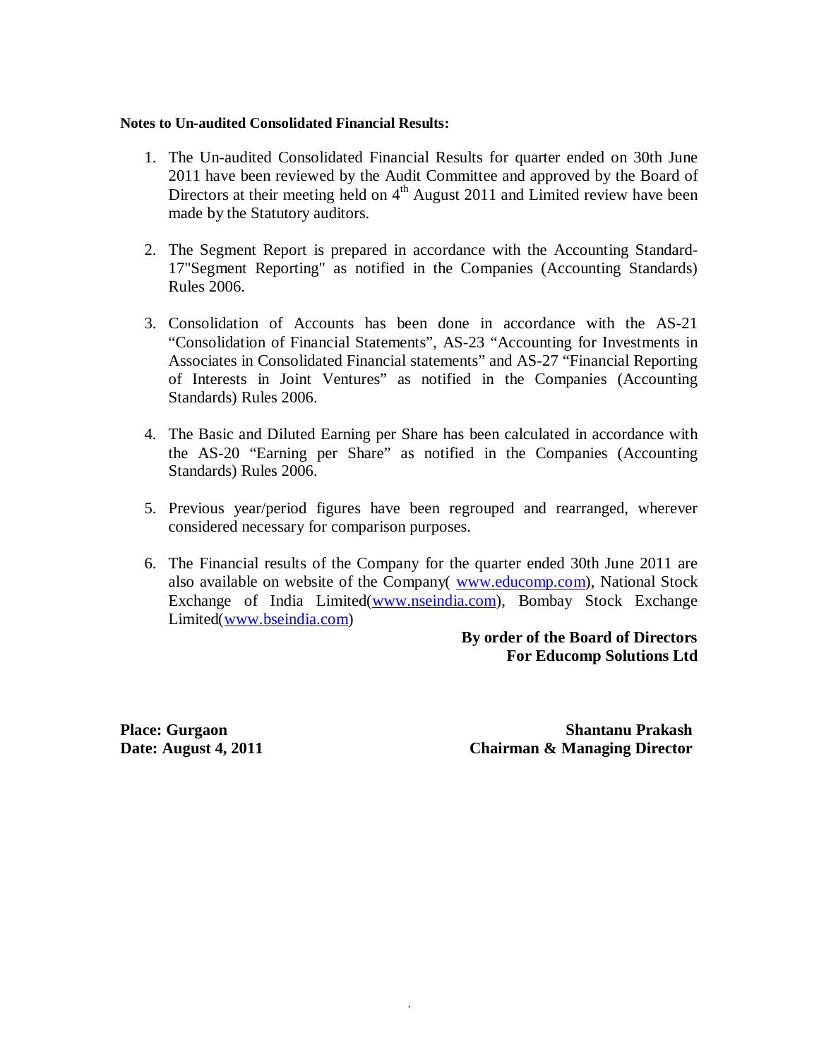**Notes to Un-audited Consolidated Financial Results:**

1. The Un-audited Consolidated Financial Results for quarter ended on 30th June 2011 have been reviewed by the Audit Committee and approved by the Board of Directors at their meeting held on 4th August 2011 and Limited review have been made by the Statutory auditors.

2. The Segment Report is prepared in accordance with the Accounting Standard-17"Segment Reporting" as notified in the Companies (Accounting Standards) Rules 2006.

3. Consolidation of Accounts has been done in accordance with the AS-21 "Consolidation of Financial Statements", AS-23 "Accounting for Investments in Associates in Consolidated Financial statements" and AS-27 "Financial Reporting of Interests in Joint Ventures" as notified in the Companies (Accounting Standards) Rules 2006.

4. The Basic and Diluted Earning per Share has been calculated in accordance with the AS-20 "Earning per Share" as notified in the Companies (Accounting Standards) Rules 2006.

5. Previous year/period figures have been regrouped and rearranged, wherever considered necessary for comparison purposes.

6. The Financial results of the Company for the quarter ended 30th June 2011 are also available on website of the Company( www.educomp.com), National Stock Exchange of India Limited(www.nseindia.com), Bombay Stock Exchange Limited(www.bseindia.com)

**By order of the Board of Directors**
**For Educomp Solutions Ltd**

**Place: Gurgaon**
**Date: August 4, 2011**

**Shantanu Prakash**
**Chairman & Managing Director**